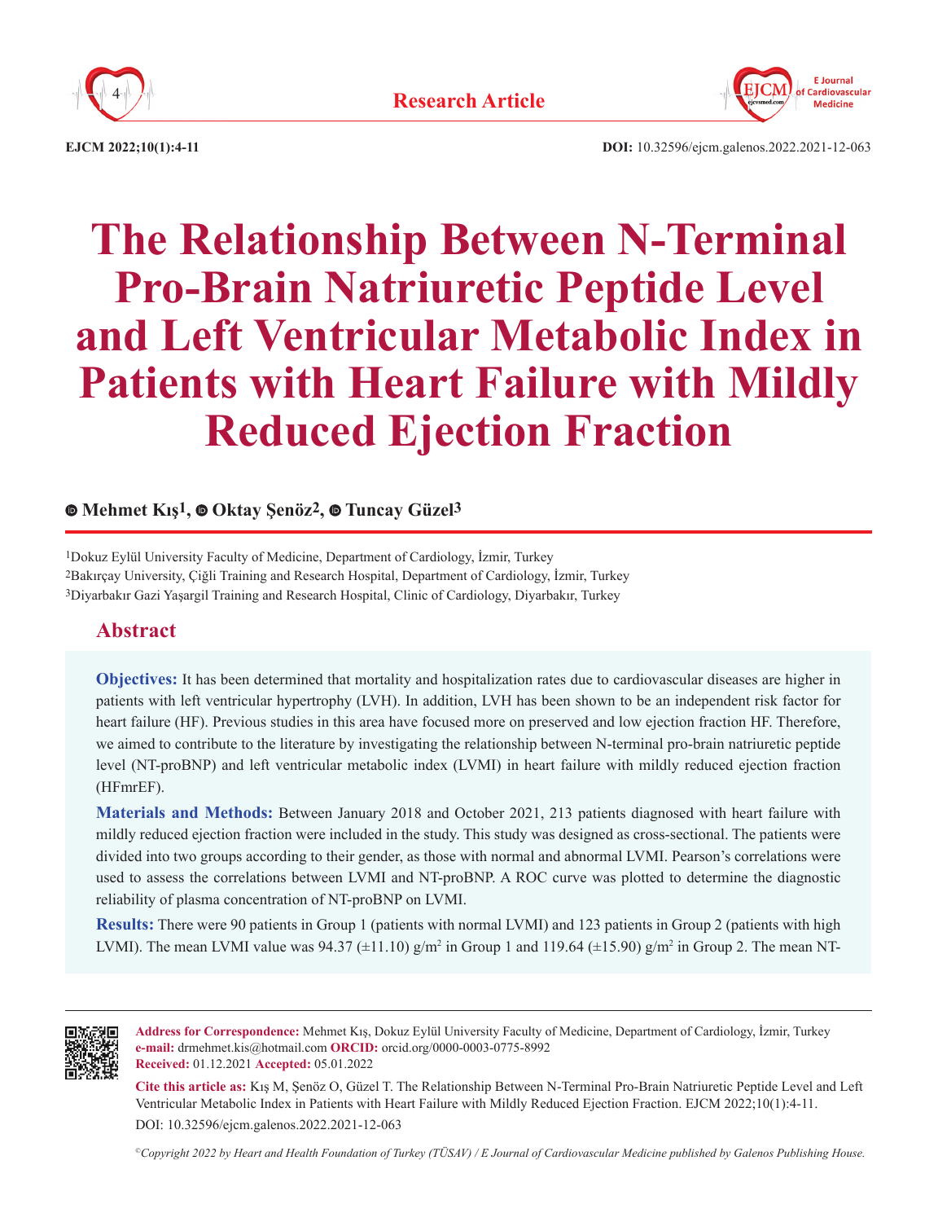Research Article

# The Relationship Between N-Terminal Pro-Brain Natriuretic Peptide Level and Left Ventricular Metabolic Index in Patients with Heart Failure with Mildly Reduced Ejection Fraction

**Mehmet Kış[1], Oktay Şenöz[2], Tuncay Güzel[3]**

[1]Dokuz Eylül University Faculty of Medicine, Department of Cardiology, İzmir, Turkey
[2]Bakırçay University, Çiğli Training and Research Hospital, Department of Cardiology, İzmir, Turkey
[3]Diyarbakır Gazi Yaşargil Training and Research Hospital, Clinic of Cardiology, Diyarbakır, Turkey

## Abstract

**Objectives:** It has been determined that mortality and hospitalization rates due to cardiovascular diseases are higher in patients with left ventricular hypertrophy (LVH). In addition, LVH has been shown to be an independent risk factor for heart failure (HF). Previous studies in this area have focused more on preserved and low ejection fraction HF. Therefore, we aimed to contribute to the literature by investigating the relationship between N-terminal pro-brain natriuretic peptide level (NT-proBNP) and left ventricular metabolic index (LVMI) in heart failure with mildly reduced ejection fraction (HFmrEF).

**Materials and Methods:** Between January 2018 and October 2021, 213 patients diagnosed with heart failure with mildly reduced ejection fraction were included in the study. This study was designed as cross-sectional. The patients were divided into two groups according to their gender, as those with normal and abnormal LVMI. Pearson's correlations were used to assess the correlations between LVMI and NT-proBNP. A ROC curve was plotted to determine the diagnostic reliability of plasma concentration of NT-proBNP on LVMI.

**Results:** There were 90 patients in Group 1 (patients with normal LVMI) and 123 patients in Group 2 (patients with high LVMI). The mean LVMI value was 94.37 (±11.10) g/m$^2$ in Group 1 and 119.64 (±15.90) g/m$^2$ in Group 2. The mean NT-

**Address for Correspondence:** Mehmet Kış, Dokuz Eylül University Faculty of Medicine, Department of Cardiology, İzmir, Turkey
**e-mail:** drmehmet.kis@hotmail.com **ORCID:** orcid.org/0000-0003-0775-8992
**Received:** 01.12.2021 **Accepted:** 05.01.2022

**Cite this article as:** Kış M, Şenöz O, Güzel T. The Relationship Between N-Terminal Pro-Brain Natriuretic Peptide Level and Left Ventricular Metabolic Index in Patients with Heart Failure with Mildly Reduced Ejection Fraction. EJCM 2022;10(1):4-11.
DOI: 10.32596/ejcm.galenos.2022.2021-12-063

*©Copyright 2022 by Heart and Health Foundation of Turkey (TÜSAV) / E Journal of Cardiovascular Medicine published by Galenos Publishing House.*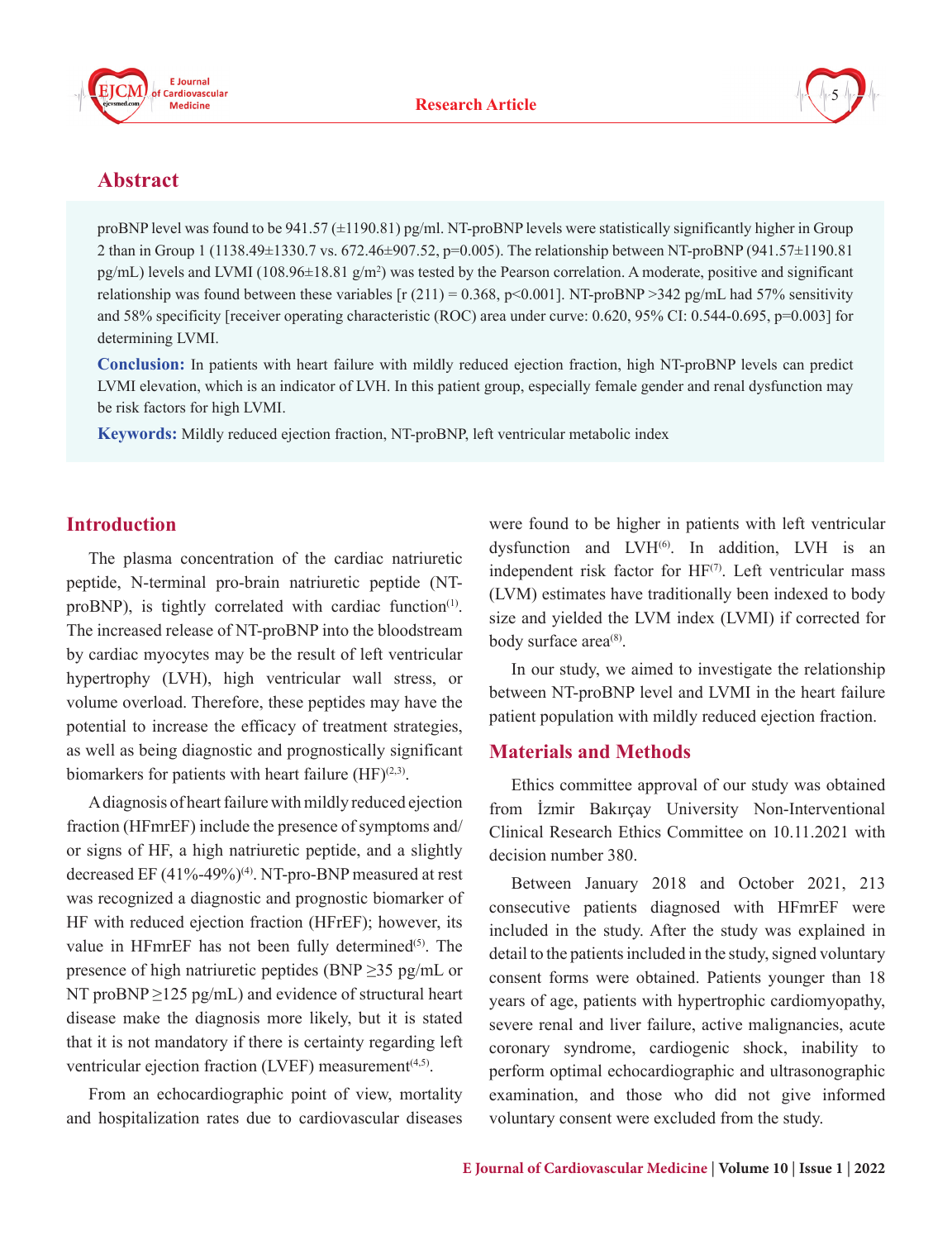## Abstract

proBNP level was found to be 941.57 (±1190.81) pg/ml. NT-proBNP levels were statistically significantly higher in Group 2 than in Group 1 (1138.49±1330.7 vs. 672.46±907.52, p=0.005). The relationship between NT-proBNP (941.57±1190.81 pg/mL) levels and LVMI (108.96±18.81 g/m²) was tested by the Pearson correlation. A moderate, positive and significant relationship was found between these variables [r (211) = 0.368, p<0.001]. NT-proBNP >342 pg/mL had 57% sensitivity and 58% specificity [receiver operating characteristic (ROC) area under curve: 0.620, 95% CI: 0.544-0.695, p=0.003] for determining LVMI.

**Conclusion:** In patients with heart failure with mildly reduced ejection fraction, high NT-proBNP levels can predict LVMI elevation, which is an indicator of LVH. In this patient group, especially female gender and renal dysfunction may be risk factors for high LVMI.

**Keywords:** Mildly reduced ejection fraction, NT-proBNP, left ventricular metabolic index

## Introduction

The plasma concentration of the cardiac natriuretic peptide, N-terminal pro-brain natriuretic peptide (NT-proBNP), is tightly correlated with cardiac function[1]. The increased release of NT-proBNP into the bloodstream by cardiac myocytes may be the result of left ventricular hypertrophy (LVH), high ventricular wall stress, or volume overload. Therefore, these peptides may have the potential to increase the efficacy of treatment strategies, as well as being diagnostic and prognostically significant biomarkers for patients with heart failure (HF)[2,3].

A diagnosis of heart failure with mildly reduced ejection fraction (HFmrEF) include the presence of symptoms and/or signs of HF, a high natriuretic peptide, and a slightly decreased EF (41%-49%)[4]. NT-pro-BNP measured at rest was recognized a diagnostic and prognostic biomarker of HF with reduced ejection fraction (HFrEF); however, its value in HFmrEF has not been fully determined[5]. The presence of high natriuretic peptides (BNP ≥35 pg/mL or NT proBNP ≥125 pg/mL) and evidence of structural heart disease make the diagnosis more likely, but it is stated that it is not mandatory if there is certainty regarding left ventricular ejection fraction (LVEF) measurement[4,5].

From an echocardiographic point of view, mortality and hospitalization rates due to cardiovascular diseases were found to be higher in patients with left ventricular dysfunction and LVH[6]. In addition, LVH is an independent risk factor for HF[7]. Left ventricular mass (LVM) estimates have traditionally been indexed to body size and yielded the LVM index (LVMI) if corrected for body surface area[8].

In our study, we aimed to investigate the relationship between NT-proBNP level and LVMI in the heart failure patient population with mildly reduced ejection fraction.

## Materials and Methods

Ethics committee approval of our study was obtained from İzmir Bakırçay University Non-Interventional Clinical Research Ethics Committee on 10.11.2021 with decision number 380.

Between January 2018 and October 2021, 213 consecutive patients diagnosed with HFmrEF were included in the study. After the study was explained in detail to the patients included in the study, signed voluntary consent forms were obtained. Patients younger than 18 years of age, patients with hypertrophic cardiomyopathy, severe renal and liver failure, active malignancies, acute coronary syndrome, cardiogenic shock, inability to perform optimal echocardiographic and ultrasonographic examination, and those who did not give informed voluntary consent were excluded from the study.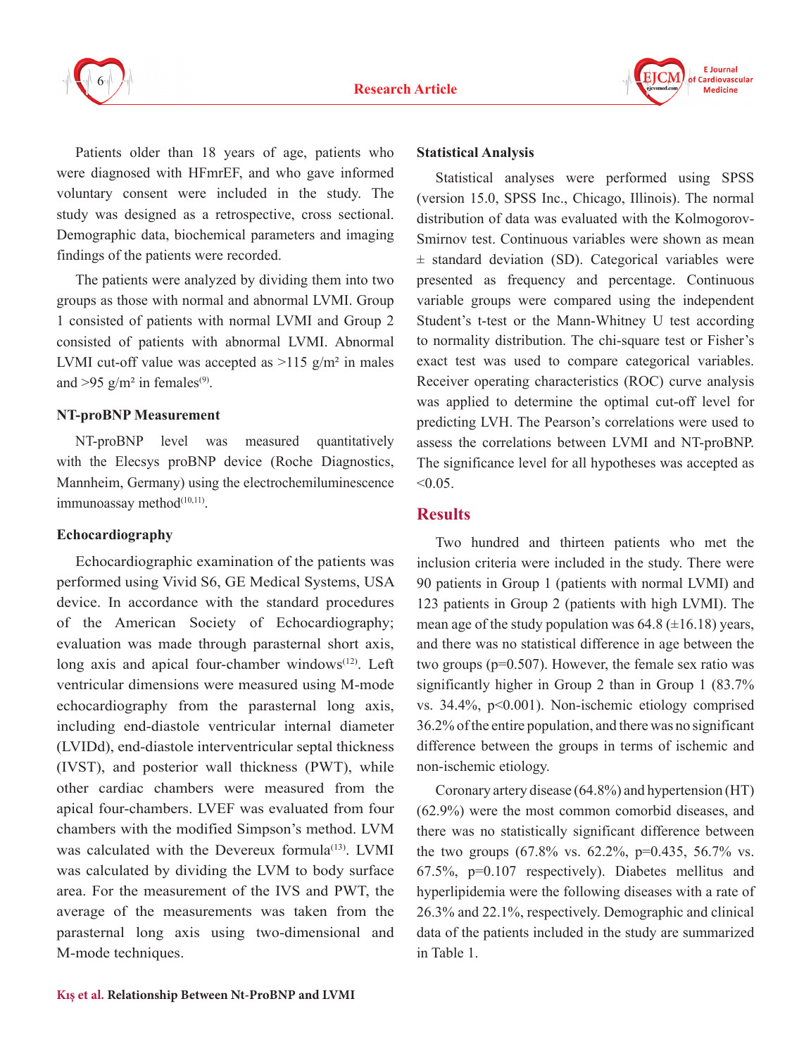Patients older than 18 years of age, patients who were diagnosed with HFmrEF, and who gave informed voluntary consent were included in the study. The study was designed as a retrospective, cross sectional. Demographic data, biochemical parameters and imaging findings of the patients were recorded.

The patients were analyzed by dividing them into two groups as those with normal and abnormal LVMI. Group 1 consisted of patients with normal LVMI and Group 2 consisted of patients with abnormal LVMI. Abnormal LVMI cut-off value was accepted as >115 g/m² in males and >95 g/m² in females[9].

### NT-proBNP Measurement

NT-proBNP level was measured quantitatively with the Elecsys proBNP device (Roche Diagnostics, Mannheim, Germany) using the electrochemiluminescence immunoassay method[10,11].

### Echocardiography

Echocardiographic examination of the patients was performed using Vivid S6, GE Medical Systems, USA device. In accordance with the standard procedures of the American Society of Echocardiography; evaluation was made through parasternal short axis, long axis and apical four-chamber windows[12]. Left ventricular dimensions were measured using M-mode echocardiography from the parasternal long axis, including end-diastole ventricular internal diameter (LVIDd), end-diastole interventricular septal thickness (IVST), and posterior wall thickness (PWT), while other cardiac chambers were measured from the apical four-chambers. LVEF was evaluated from four chambers with the modified Simpson's method. LVM was calculated with the Devereux formula[13]. LVMI was calculated by dividing the LVM to body surface area. For the measurement of the IVS and PWT, the average of the measurements was taken from the parasternal long axis using two-dimensional and M-mode techniques.

### Statistical Analysis

Statistical analyses were performed using SPSS (version 15.0, SPSS Inc., Chicago, Illinois). The normal distribution of data was evaluated with the Kolmogorov-Smirnov test. Continuous variables were shown as mean ± standard deviation (SD). Categorical variables were presented as frequency and percentage. Continuous variable groups were compared using the independent Student's t-test or the Mann-Whitney U test according to normality distribution. The chi-square test or Fisher's exact test was used to compare categorical variables. Receiver operating characteristics (ROC) curve analysis was applied to determine the optimal cut-off level for predicting LVH. The Pearson's correlations were used to assess the correlations between LVMI and NT-proBNP. The significance level for all hypotheses was accepted as <0.05.

## Results

Two hundred and thirteen patients who met the inclusion criteria were included in the study. There were 90 patients in Group 1 (patients with normal LVMI) and 123 patients in Group 2 (patients with high LVMI). The mean age of the study population was 64.8 (±16.18) years, and there was no statistical difference in age between the two groups (p=0.507). However, the female sex ratio was significantly higher in Group 2 than in Group 1 (83.7% vs. 34.4%, p<0.001). Non-ischemic etiology comprised 36.2% of the entire population, and there was no significant difference between the groups in terms of ischemic and non-ischemic etiology.

Coronary artery disease (64.8%) and hypertension (HT) (62.9%) were the most common comorbid diseases, and there was no statistically significant difference between the two groups (67.8% vs. 62.2%, p=0.435, 56.7% vs. 67.5%, p=0.107 respectively). Diabetes mellitus and hyperlipidemia were the following diseases with a rate of 26.3% and 22.1%, respectively. Demographic and clinical data of the patients included in the study are summarized in Table 1.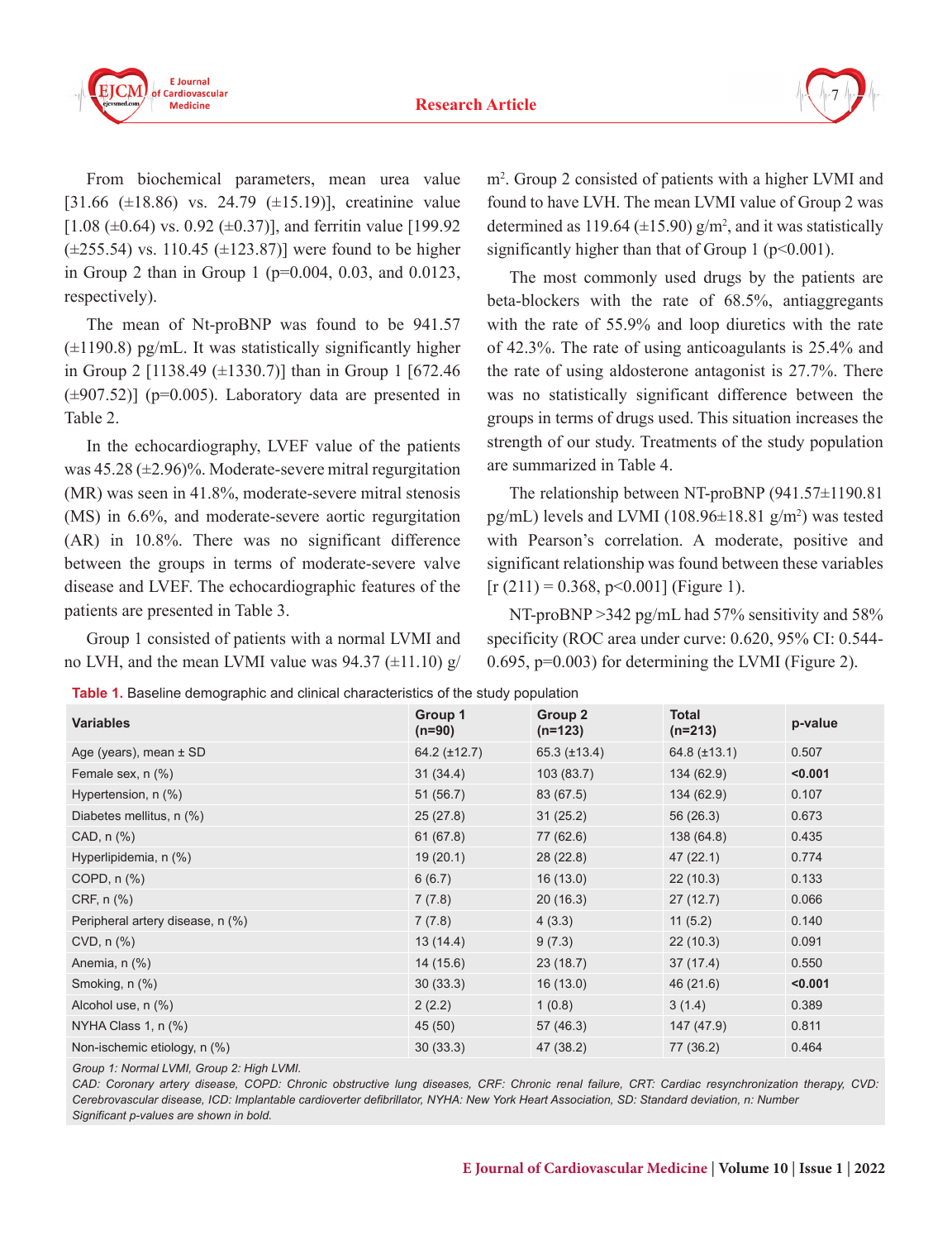From biochemical parameters, mean urea value [31.66 (±18.86) vs. 24.79 (±15.19)], creatinine value [1.08 (±0.64) vs. 0.92 (±0.37)], and ferritin value [199.92 (±255.54) vs. 110.45 (±123.87)] were found to be higher in Group 2 than in Group 1 (p=0.004, 0.03, and 0.0123, respectively).

The mean of Nt-proBNP was found to be 941.57 (±1190.8) pg/mL. It was statistically significantly higher in Group 2 [1138.49 (±1330.7)] than in Group 1 [672.46 (±907.52)] (p=0.005). Laboratory data are presented in Table 2.

In the echocardiography, LVEF value of the patients was 45.28 (±2.96)%. Moderate-severe mitral regurgitation (MR) was seen in 41.8%, moderate-severe mitral stenosis (MS) in 6.6%, and moderate-severe aortic regurgitation (AR) in 10.8%. There was no significant difference between the groups in terms of moderate-severe valve disease and LVEF. The echocardiographic features of the patients are presented in Table 3.

Group 1 consisted of patients with a normal LVMI and no LVH, and the mean LVMI value was 94.37 (±11.10) g/$m^2$. Group 2 consisted of patients with a higher LVMI and found to have LVH. The mean LVMI value of Group 2 was determined as 119.64 (±15.90) g/$m^2$, and it was statistically significantly higher than that of Group 1 (p<0.001).

The most commonly used drugs by the patients are beta-blockers with the rate of 68.5%, antiaggregants with the rate of 55.9% and loop diuretics with the rate of 42.3%. The rate of using anticoagulants is 25.4% and the rate of using aldosterone antagonist is 27.7%. There was no statistically significant difference between the groups in terms of drugs used. This situation increases the strength of our study. Treatments of the study population are summarized in Table 4.

The relationship between NT-proBNP (941.57±1190.81 pg/mL) levels and LVMI (108.96±18.81 g/$m^2$) was tested with Pearson's correlation. A moderate, positive and significant relationship was found between these variables [r (211) = 0.368, p<0.001] (Figure 1).

NT-proBNP >342 pg/mL had 57% sensitivity and 58% specificity (ROC area under curve: 0.620, 95% CI: 0.544-0.695, p=0.003) for determining the LVMI (Figure 2).

**Table 1.** Baseline demographic and clinical characteristics of the study population

| Variables | Group 1 (n=90) | Group 2 (n=123) | Total (n=213) | p-value |
|---|---|---|---|---|
| Age (years), mean ± SD | 64.2 (±12.7) | 65.3 (±13.4) | 64.8 (±13.1) | 0.507 |
| Female sex, n (%) | 31 (34.4) | 103 (83.7) | 134 (62.9) | **<0.001** |
| Hypertension, n (%) | 51 (56.7) | 83 (67.5) | 134 (62.9) | 0.107 |
| Diabetes mellitus, n (%) | 25 (27.8) | 31 (25.2) | 56 (26.3) | 0.673 |
| CAD, n (%) | 61 (67.8) | 77 (62.6) | 138 (64.8) | 0.435 |
| Hyperlipidemia, n (%) | 19 (20.1) | 28 (22.8) | 47 (22.1) | 0.774 |
| COPD, n (%) | 6 (6.7) | 16 (13.0) | 22 (10.3) | 0.133 |
| CRF, n (%) | 7 (7.8) | 20 (16.3) | 27 (12.7) | 0.066 |
| Peripheral artery disease, n (%) | 7 (7.8) | 4 (3.3) | 11 (5.2) | 0.140 |
| CVD, n (%) | 13 (14.4) | 9 (7.3) | 22 (10.3) | 0.091 |
| Anemia, n (%) | 14 (15.6) | 23 (18.7) | 37 (17.4) | 0.550 |
| Smoking, n (%) | 30 (33.3) | 16 (13.0) | 46 (21.6) | **<0.001** |
| Alcohol use, n (%) | 2 (2.2) | 1 (0.8) | 3 (1.4) | 0.389 |
| NYHA Class 1, n (%) | 45 (50) | 57 (46.3) | 147 (47.9) | 0.811 |
| Non-ischemic etiology, n (%) | 30 (33.3) | 47 (38.2) | 77 (36.2) | 0.464 |

*Group 1: Normal LVMI, Group 2: High LVMI.*
*CAD: Coronary artery disease, COPD: Chronic obstructive lung diseases, CRF: Chronic renal failure, CRT: Cardiac resynchronization therapy, CVD: Cerebrovascular disease, ICD: Implantable cardioverter defibrillator, NYHA: New York Heart Association, SD: Standard deviation, n: Number*
*Significant p-values are shown in bold.*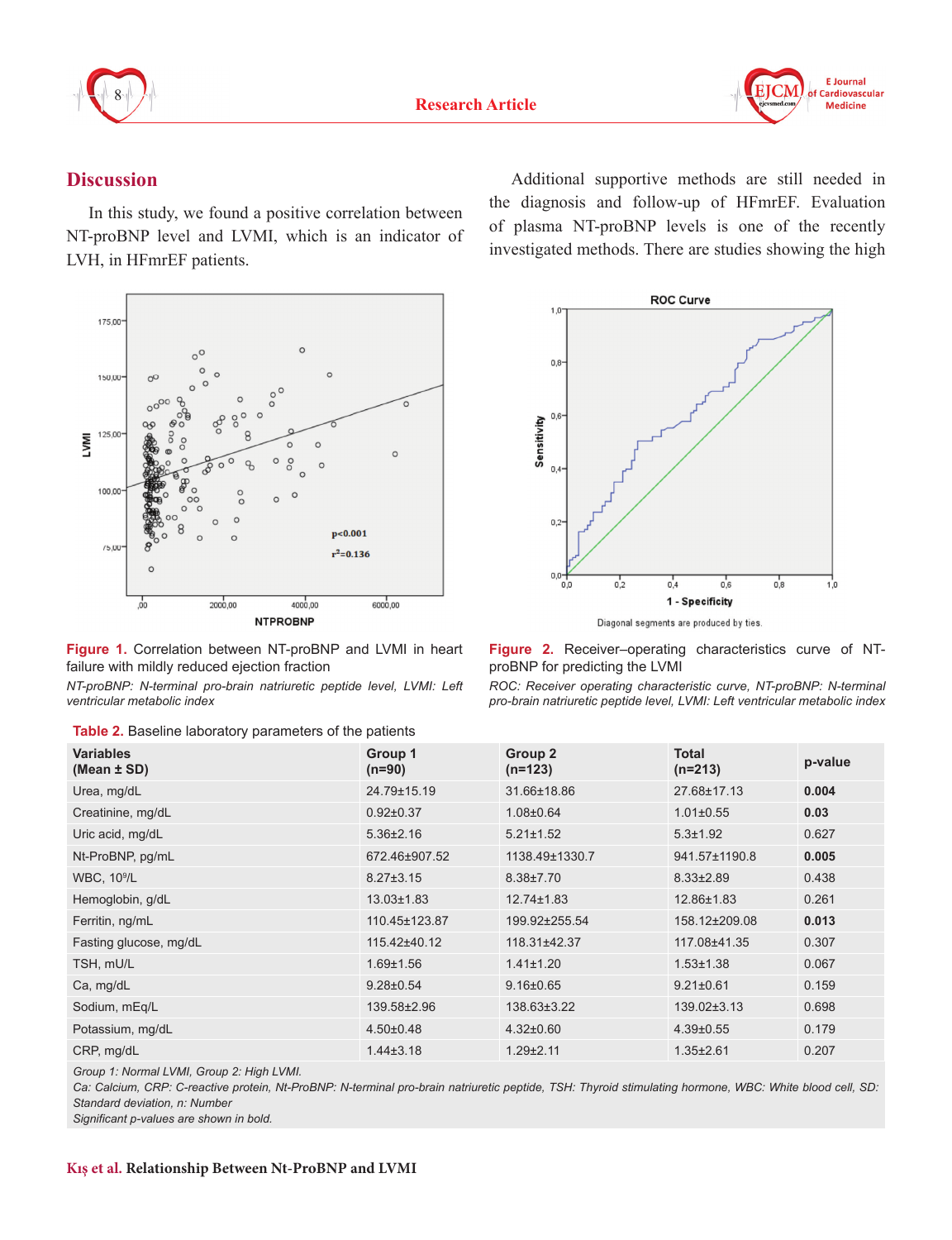## Discussion

In this study, we found a positive correlation between NT-proBNP level and LVMI, which is an indicator of LVH, in HFmrEF patients.

Additional supportive methods are still needed in the diagnosis and follow-up of HFmrEF. Evaluation of plasma NT-proBNP levels is one of the recently investigated methods. There are studies showing the high

175,00
150,00
125,00
100,00
75,00
LVMI
,00
2000,00
4000,00
6000,00
NTPROBNP
p<0.001
$r^2$=0.136

**Figure 1.** Correlation between NT-proBNP and LVMI in heart failure with mildly reduced ejection fraction

*NT-proBNP: N-terminal pro-brain natriuretic peptide level, LVMI: Left ventricular metabolic index*

ROC Curve
1,0
0,8
0,6
0,4
0,2
0,0
Sensitivity
0,0
0,2
0,4
0,6
0,8
1,0
1 - Specificity
Diagonal segments are produced by ties.

**Figure 2.** Receiver–operating characteristics curve of NT-proBNP for predicting the LVMI

*ROC: Receiver operating characteristic curve, NT-proBNP: N-terminal pro-brain natriuretic peptide level, LVMI: Left ventricular metabolic index*

**Table 2.** Baseline laboratory parameters of the patients

| Variables (Mean ± SD) | Group 1 (n=90) | Group 2 (n=123) | Total (n=213) | p-value |
|---|---|---|---|---|
| Urea, mg/dL | 24.79±15.19 | 31.66±18.86 | 27.68±17.13 | **0.004** |
| Creatinine, mg/dL | 0.92±0.37 | 1.08±0.64 | 1.01±0.55 | **0.03** |
| Uric acid, mg/dL | 5.36±2.16 | 5.21±1.52 | 5.3±1.92 | 0.627 |
| Nt-ProBNP, pg/mL | 672.46±907.52 | 1138.49±1330.7 | 941.57±1190.8 | **0.005** |
| WBC, $10^9$/L | 8.27±3.15 | 8.38±7.70 | 8.33±2.89 | 0.438 |
| Hemoglobin, g/dL | 13.03±1.83 | 12.74±1.83 | 12.86±1.83 | 0.261 |
| Ferritin, ng/mL | 110.45±123.87 | 199.92±255.54 | 158.12±209.08 | **0.013** |
| Fasting glucose, mg/dL | 115.42±40.12 | 118.31±42.37 | 117.08±41.35 | 0.307 |
| TSH, mU/L | 1.69±1.56 | 1.41±1.20 | 1.53±1.38 | 0.067 |
| Ca, mg/dL | 9.28±0.54 | 9.16±0.65 | 9.21±0.61 | 0.159 |
| Sodium, mEq/L | 139.58±2.96 | 138.63±3.22 | 139.02±3.13 | 0.698 |
| Potassium, mg/dL | 4.50±0.48 | 4.32±0.60 | 4.39±0.55 | 0.179 |
| CRP, mg/dL | 1.44±3.18 | 1.29±2.11 | 1.35±2.61 | 0.207 |

*Group 1: Normal LVMI, Group 2: High LVMI.*
*Ca: Calcium, CRP: C-reactive protein, Nt-ProBNP: N-terminal pro-brain natriuretic peptide, TSH: Thyroid stimulating hormone, WBC: White blood cell, SD: Standard deviation, n: Number*
*Significant p-values are shown in bold.*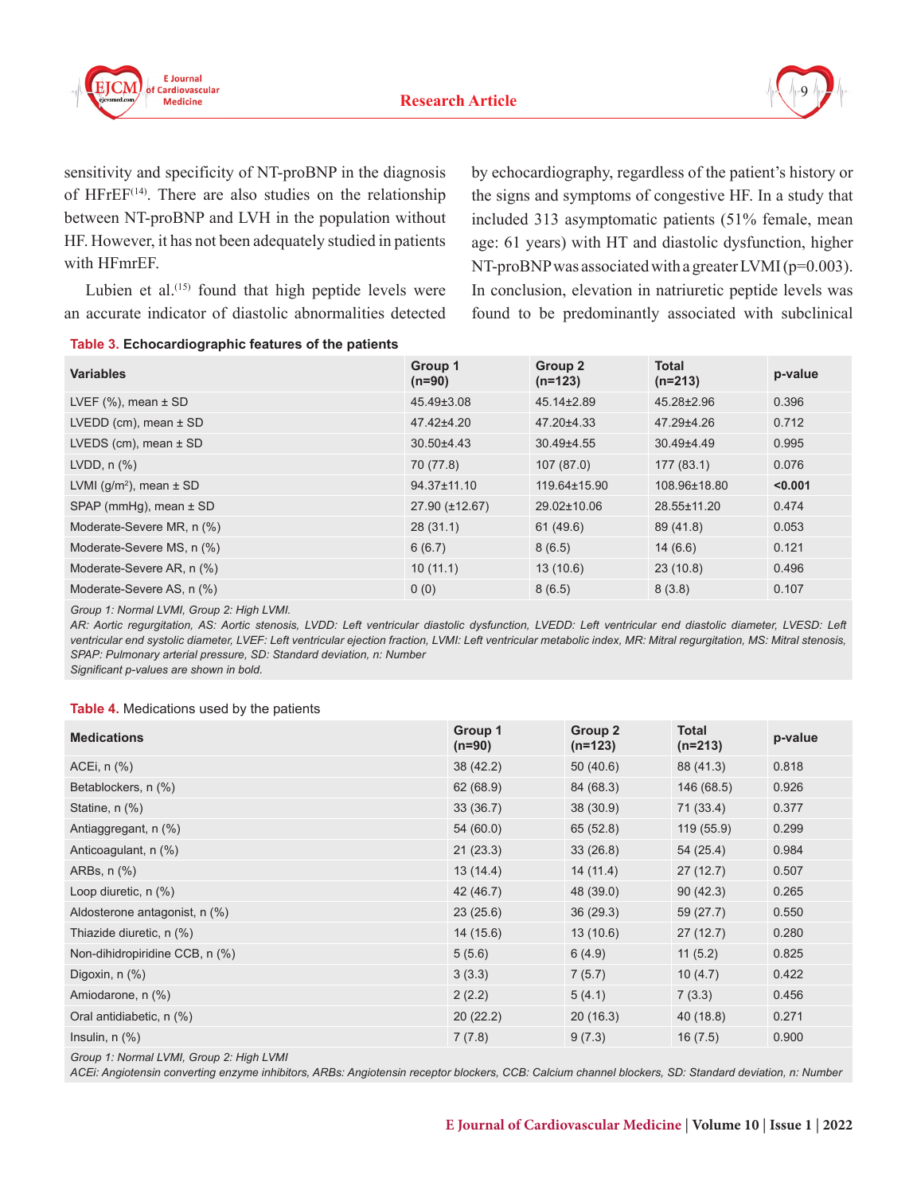sensitivity and specificity of NT-proBNP in the diagnosis of HFrEF[14]. There are also studies on the relationship between NT-proBNP and LVH in the population without HF. However, it has not been adequately studied in patients with HFmrEF.

Lubien et al.[15] found that high peptide levels were an accurate indicator of diastolic abnormalities detected by echocardiography, regardless of the patient's history or the signs and symptoms of congestive HF. In a study that included 313 asymptomatic patients (51% female, mean age: 61 years) with HT and diastolic dysfunction, higher NT-proBNP was associated with a greater LVMI (p=0.003). In conclusion, elevation in natriuretic peptide levels was found to be predominantly associated with subclinical

**Table 3. Echocardiographic features of the patients**

| Variables | Group 1 (n=90) | Group 2 (n=123) | Total (n=213) | p-value |
|---|---|---|---|---|
| LVEF (%), mean ± SD | 45.49±3.08 | 45.14±2.89 | 45.28±2.96 | 0.396 |
| LVEDD (cm), mean ± SD | 47.42±4.20 | 47.20±4.33 | 47.29±4.26 | 0.712 |
| LVEDS (cm), mean ± SD | 30.50±4.43 | 30.49±4.55 | 30.49±4.49 | 0.995 |
| LVDD, n (%) | 70 (77.8) | 107 (87.0) | 177 (83.1) | 0.076 |
| LVMI (g/m²), mean ± SD | 94.37±11.10 | 119.64±15.90 | 108.96±18.80 | **<0.001** |
| SPAP (mmHg), mean ± SD | 27.90 (±12.67) | 29.02±10.06 | 28.55±11.20 | 0.474 |
| Moderate-Severe MR, n (%) | 28 (31.1) | 61 (49.6) | 89 (41.8) | 0.053 |
| Moderate-Severe MS, n (%) | 6 (6.7) | 8 (6.5) | 14 (6.6) | 0.121 |
| Moderate-Severe AR, n (%) | 10 (11.1) | 13 (10.6) | 23 (10.8) | 0.496 |
| Moderate-Severe AS, n (%) | 0 (0) | 8 (6.5) | 8 (3.8) | 0.107 |

*Group 1: Normal LVMI, Group 2: High LVMI.*
*AR: Aortic regurgitation, AS: Aortic stenosis, LVDD: Left ventricular diastolic dysfunction, LVEDD: Left ventricular end diastolic diameter, LVESD: Left ventricular end systolic diameter, LVEF: Left ventricular ejection fraction, LVMI: Left ventricular metabolic index, MR: Mitral regurgitation, MS: Mitral stenosis, SPAP: Pulmonary arterial pressure, SD: Standard deviation, n: Number*
*Significant p-values are shown in bold.*

**Table 4.** Medications used by the patients

| Medications | Group 1 (n=90) | Group 2 (n=123) | Total (n=213) | p-value |
|---|---|---|---|---|
| ACEi, n (%) | 38 (42.2) | 50 (40.6) | 88 (41.3) | 0.818 |
| Betablockers, n (%) | 62 (68.9) | 84 (68.3) | 146 (68.5) | 0.926 |
| Statine, n (%) | 33 (36.7) | 38 (30.9) | 71 (33.4) | 0.377 |
| Antiaggregant, n (%) | 54 (60.0) | 65 (52.8) | 119 (55.9) | 0.299 |
| Anticoagulant, n (%) | 21 (23.3) | 33 (26.8) | 54 (25.4) | 0.984 |
| ARBs, n (%) | 13 (14.4) | 14 (11.4) | 27 (12.7) | 0.507 |
| Loop diuretic, n (%) | 42 (46.7) | 48 (39.0) | 90 (42.3) | 0.265 |
| Aldosterone antagonist, n (%) | 23 (25.6) | 36 (29.3) | 59 (27.7) | 0.550 |
| Thiazide diuretic, n (%) | 14 (15.6) | 13 (10.6) | 27 (12.7) | 0.280 |
| Non-dihidropiridine CCB, n (%) | 5 (5.6) | 6 (4.9) | 11 (5.2) | 0.825 |
| Digoxin, n (%) | 3 (3.3) | 7 (5.7) | 10 (4.7) | 0.422 |
| Amiodarone, n (%) | 2 (2.2) | 5 (4.1) | 7 (3.3) | 0.456 |
| Oral antidiabetic, n (%) | 20 (22.2) | 20 (16.3) | 40 (18.8) | 0.271 |
| Insulin, n (%) | 7 (7.8) | 9 (7.3) | 16 (7.5) | 0.900 |

*Group 1: Normal LVMI, Group 2: High LVMI*
*ACEi: Angiotensin converting enzyme inhibitors, ARBs: Angiotensin receptor blockers, CCB: Calcium channel blockers, SD: Standard deviation, n: Number*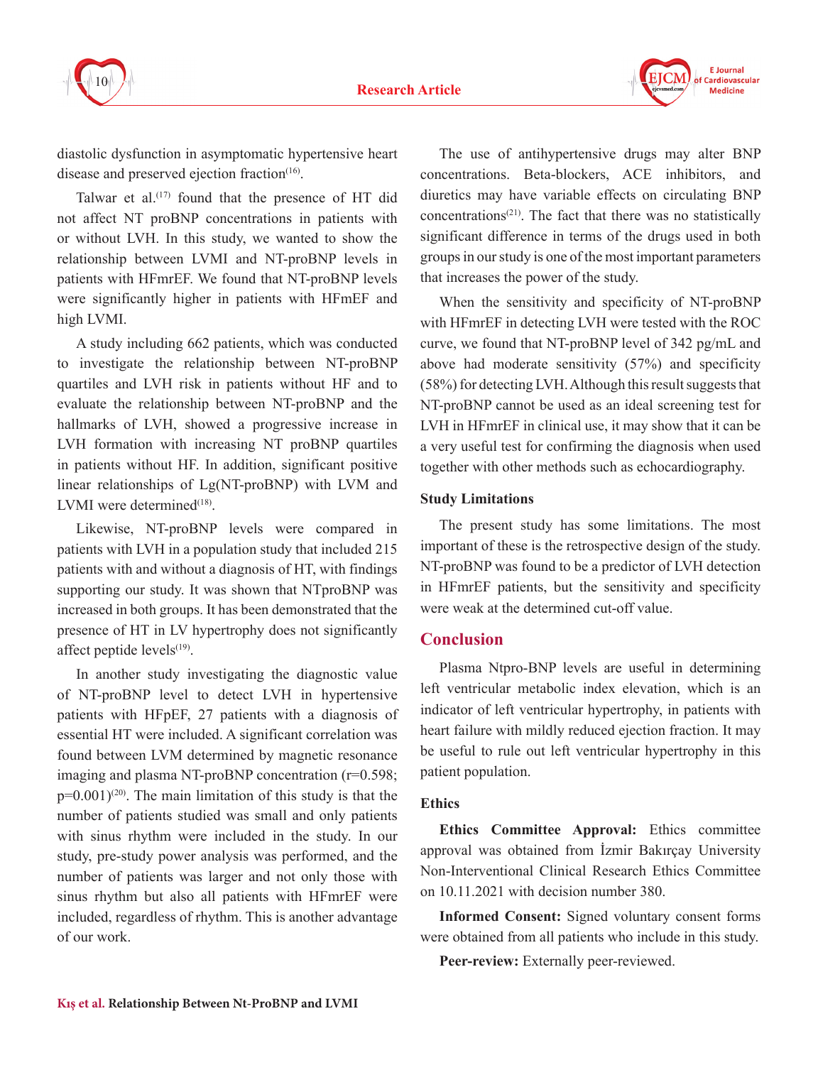diastolic dysfunction in asymptomatic hypertensive heart disease and preserved ejection fraction[16].

Talwar et al.[17] found that the presence of HT did not affect NT proBNP concentrations in patients with or without LVH. In this study, we wanted to show the relationship between LVMI and NT-proBNP levels in patients with HFmrEF. We found that NT-proBNP levels were significantly higher in patients with HFmEF and high LVMI.

A study including 662 patients, which was conducted to investigate the relationship between NT-proBNP quartiles and LVH risk in patients without HF and to evaluate the relationship between NT-proBNP and the hallmarks of LVH, showed a progressive increase in LVH formation with increasing NT proBNP quartiles in patients without HF. In addition, significant positive linear relationships of Lg(NT-proBNP) with LVM and LVMI were determined[18].

Likewise, NT-proBNP levels were compared in patients with LVH in a population study that included 215 patients with and without a diagnosis of HT, with findings supporting our study. It was shown that NTproBNP was increased in both groups. It has been demonstrated that the presence of HT in LV hypertrophy does not significantly affect peptide levels[19].

In another study investigating the diagnostic value of NT-proBNP level to detect LVH in hypertensive patients with HFpEF, 27 patients with a diagnosis of essential HT were included. A significant correlation was found between LVM determined by magnetic resonance imaging and plasma NT-proBNP concentration ($r=0.598$; $p=0.001$)[20]. The main limitation of this study is that the number of patients studied was small and only patients with sinus rhythm were included in the study. In our study, pre-study power analysis was performed, and the number of patients was larger and not only those with sinus rhythm but also all patients with HFmrEF were included, regardless of rhythm. This is another advantage of our work.

The use of antihypertensive drugs may alter BNP concentrations. Beta-blockers, ACE inhibitors, and diuretics may have variable effects on circulating BNP concentrations[21]. The fact that there was no statistically significant difference in terms of the drugs used in both groups in our study is one of the most important parameters that increases the power of the study.

When the sensitivity and specificity of NT-proBNP with HFmrEF in detecting LVH were tested with the ROC curve, we found that NT-proBNP level of 342 pg/mL and above had moderate sensitivity (57%) and specificity (58%) for detecting LVH. Although this result suggests that NT-proBNP cannot be used as an ideal screening test for LVH in HFmrEF in clinical use, it may show that it can be a very useful test for confirming the diagnosis when used together with other methods such as echocardiography.

### Study Limitations

The present study has some limitations. The most important of these is the retrospective design of the study. NT-proBNP was found to be a predictor of LVH detection in HFmrEF patients, but the sensitivity and specificity were weak at the determined cut-off value.

## Conclusion

Plasma Ntpro-BNP levels are useful in determining left ventricular metabolic index elevation, which is an indicator of left ventricular hypertrophy, in patients with heart failure with mildly reduced ejection fraction. It may be useful to rule out left ventricular hypertrophy in this patient population.

### Ethics

**Ethics Committee Approval:** Ethics committee approval was obtained from İzmir Bakırçay University Non-Interventional Clinical Research Ethics Committee on 10.11.2021 with decision number 380.

**Informed Consent:** Signed voluntary consent forms were obtained from all patients who include in this study.

**Peer-review:** Externally peer-reviewed.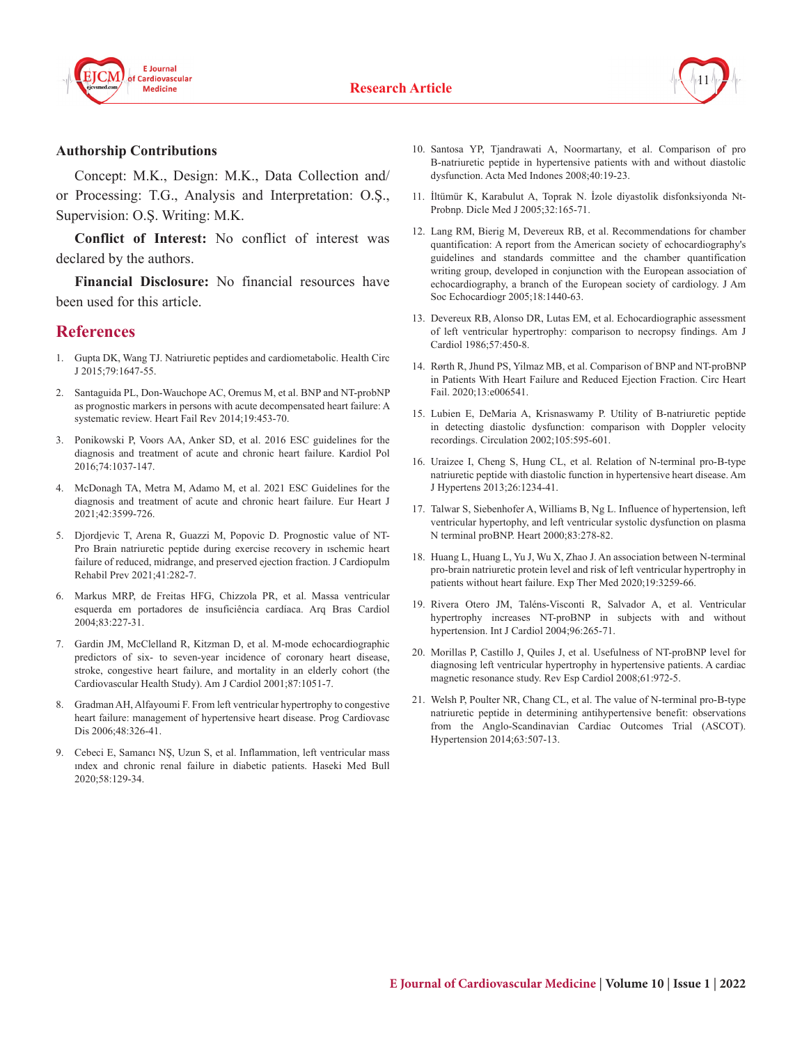### Authorship Contributions

Concept: M.K., Design: M.K., Data Collection and/or Processing: T.G., Analysis and Interpretation: O.Ş., Supervision: O.Ş. Writing: M.K.

**Conflict of Interest:** No conflict of interest was declared by the authors.

**Financial Disclosure:** No financial resources have been used for this article.

## References

1. Gupta DK, Wang TJ. Natriuretic peptides and cardiometabolic. Health Circ J 2015;79:1647-55.
2. Santaguida PL, Don-Wauchope AC, Oremus M, et al. BNP and NT-probNP as prognostic markers in persons with acute decompensated heart failure: A systematic review. Heart Fail Rev 2014;19:453-70.
3. Ponikowski P, Voors AA, Anker SD, et al. 2016 ESC guidelines for the diagnosis and treatment of acute and chronic heart failure. Kardiol Pol 2016;74:1037-147.
4. McDonagh TA, Metra M, Adamo M, et al. 2021 ESC Guidelines for the diagnosis and treatment of acute and chronic heart failure. Eur Heart J 2021;42:3599-726.
5. Djordjevic T, Arena R, Guazzi M, Popovic D. Prognostic value of NT-Pro Brain natriuretic peptide during exercise recovery in ıschemic heart failure of reduced, midrange, and preserved ejection fraction. J Cardiopulm Rehabil Prev 2021;41:282-7.
6. Markus MRP, de Freitas HFG, Chizzola PR, et al. Massa ventricular esquerda em portadores de insuficiência cardíaca. Arq Bras Cardiol 2004;83:227-31.
7. Gardin JM, McClelland R, Kitzman D, et al. M-mode echocardiographic predictors of six- to seven-year incidence of coronary heart disease, stroke, congestive heart failure, and mortality in an elderly cohort (the Cardiovascular Health Study). Am J Cardiol 2001;87:1051-7.
8. Gradman AH, Alfayoumi F. From left ventricular hypertrophy to congestive heart failure: management of hypertensive heart disease. Prog Cardiovasc Dis 2006;48:326-41.
9. Cebeci E, Samancı NŞ, Uzun S, et al. Inflammation, left ventricular mass ındex and chronic renal failure in diabetic patients. Haseki Med Bull 2020;58:129-34.
10. Santosa YP, Tjandrawati A, Noormartany, et al. Comparison of pro B-natriuretic peptide in hypertensive patients with and without diastolic dysfunction. Acta Med Indones 2008;40:19-23.
11. İltümür K, Karabulut A, Toprak N. İzole diyastolik disfonksiyonda Nt-Probnp. Dicle Med J 2005;32:165-71.
12. Lang RM, Bierig M, Devereux RB, et al. Recommendations for chamber quantification: A report from the American society of echocardiography's guidelines and standards committee and the chamber quantification writing group, developed in conjunction with the European association of echocardiography, a branch of the European society of cardiology. J Am Soc Echocardiogr 2005;18:1440-63.
13. Devereux RB, Alonso DR, Lutas EM, et al. Echocardiographic assessment of left ventricular hypertrophy: comparison to necropsy findings. Am J Cardiol 1986;57:450-8.
14. Rørth R, Jhund PS, Yilmaz MB, et al. Comparison of BNP and NT-proBNP in Patients With Heart Failure and Reduced Ejection Fraction. Circ Heart Fail. 2020;13:e006541.
15. Lubien E, DeMaria A, Krisnaswamy P. Utility of B-natriuretic peptide in detecting diastolic dysfunction: comparison with Doppler velocity recordings. Circulation 2002;105:595-601.
16. Uraizee I, Cheng S, Hung CL, et al. Relation of N-terminal pro-B-type natriuretic peptide with diastolic function in hypertensive heart disease. Am J Hypertens 2013;26:1234-41.
17. Talwar S, Siebenhofer A, Williams B, Ng L. Influence of hypertension, left ventricular hypertophy, and left ventricular systolic dysfunction on plasma N terminal proBNP. Heart 2000;83:278-82.
18. Huang L, Huang L, Yu J, Wu X, Zhao J. An association between N-terminal pro-brain natriuretic protein level and risk of left ventricular hypertrophy in patients without heart failure. Exp Ther Med 2020;19:3259-66.
19. Rivera Otero JM, Taléns-Visconti R, Salvador A, et al. Ventricular hypertrophy increases NT-proBNP in subjects with and without hypertension. Int J Cardiol 2004;96:265-71.
20. Morillas P, Castillo J, Quiles J, et al. Usefulness of NT-proBNP level for diagnosing left ventricular hypertrophy in hypertensive patients. A cardiac magnetic resonance study. Rev Esp Cardiol 2008;61:972-5.
21. Welsh P, Poulter NR, Chang CL, et al. The value of N-terminal pro-B-type natriuretic peptide in determining antihypertensive benefit: observations from the Anglo-Scandinavian Cardiac Outcomes Trial (ASCOT). Hypertension 2014;63:507-13.